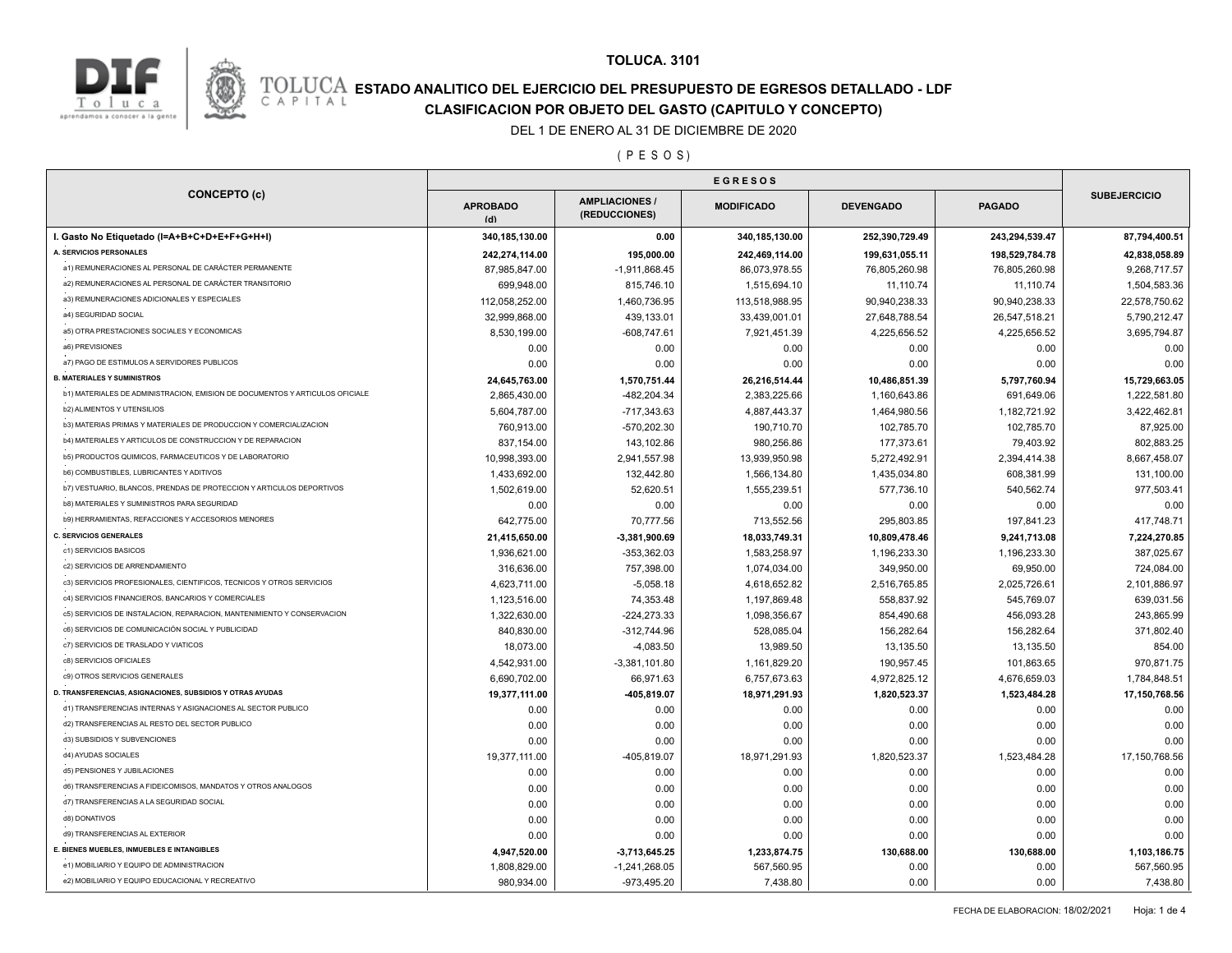# TOLUCA. 3101

## ESTADO ANALITICO DEL EJERCICIO DEL PRESUPUESTO DE EGRESOS DETALLADO - LDF

## CLASIFICACION POR OBJETO DEL GASTO (CAPITULO Y CONCEPTO)

DEL 1 DE ENERO AL 31 DE DICIEMBRE DE 2020

( P E S O S )

| CONCEPTO (c) | EGRESOS | | | | | SUBEJERCICIO |
|---|---|---|---|---|---|---|
| | APROBADO (d) | AMPLIACIONES / (REDUCCIONES) | MODIFICADO | DEVENGADO | PAGADO | |
| **I. Gasto No Etiquetado (I=A+B+C+D+E+F+G+H+I)** | **340,185,130.00** | **0.00** | **340,185,130.00** | **252,390,729.49** | **243,294,539.47** | **87,794,400.51** |
| **A. SERVICIOS PERSONALES** | **242,274,114.00** | **195,000.00** | **242,469,114.00** | **199,631,055.11** | **198,529,784.78** | **42,838,058.89** |
| a1) REMUNERACIONES AL PERSONAL DE CARÁCTER PERMANENTE | 87,985,847.00 | -1,911,868.45 | 86,073,978.55 | 76,805,260.98 | 76,805,260.98 | 9,268,717.57 |
| a2) REMUNERACIONES AL PERSONAL DE CARÁCTER TRANSITORIO | 699,948.00 | 815,746.10 | 1,515,694.10 | 11,110.74 | 11,110.74 | 1,504,583.36 |
| a3) REMUNERACIONES ADICIONALES Y ESPECIALES | 112,058,252.00 | 1,460,736.95 | 113,518,988.95 | 90,940,238.33 | 90,940,238.33 | 22,578,750.62 |
| a4) SEGURIDAD SOCIAL | 32,999,868.00 | 439,133.01 | 33,439,001.01 | 27,648,788.54 | 26,547,518.21 | 5,790,212.47 |
| a5) OTRA PRESTACIONES SOCIALES Y ECONOMICAS | 8,530,199.00 | -608,747.61 | 7,921,451.39 | 4,225,656.52 | 4,225,656.52 | 3,695,794.87 |
| a6) PREVISIONES | 0.00 | 0.00 | 0.00 | 0.00 | 0.00 | 0.00 |
| a7) PAGO DE ESTIMULOS A SERVIDORES PUBLICOS | 0.00 | 0.00 | 0.00 | 0.00 | 0.00 | 0.00 |
| **B. MATERIALES Y SUMINISTROS** | **24,645,763.00** | **1,570,751.44** | **26,216,514.44** | **10,486,851.39** | **5,797,760.94** | **15,729,663.05** |
| b1) MATERIALES DE ADMINISTRACION, EMISION DE DOCUMENTOS Y ARTICULOS OFICIALE | 2,865,430.00 | -482,204.34 | 2,383,225.66 | 1,160,643.86 | 691,649.06 | 1,222,581.80 |
| b2) ALIMENTOS Y UTENSILIOS | 5,604,787.00 | -717,343.63 | 4,887,443.37 | 1,464,980.56 | 1,182,721.92 | 3,422,462.81 |
| b3) MATERIAS PRIMAS Y MATERIALES DE PRODUCCION Y COMERCIALIZACION | 760,913.00 | -570,202.30 | 190,710.70 | 102,785.70 | 102,785.70 | 87,925.00 |
| b4) MATERIALES Y ARTICULOS DE CONSTRUCCION Y DE REPARACION | 837,154.00 | 143,102.86 | 980,256.86 | 177,373.61 | 79,403.92 | 802,883.25 |
| b5) PRODUCTOS QUIMICOS, FARMACEUTICOS Y DE LABORATORIO | 10,998,393.00 | 2,941,557.98 | 13,939,950.98 | 5,272,492.91 | 2,394,414.38 | 8,667,458.07 |
| b6) COMBUSTIBLES, LUBRICANTES Y ADITIVOS | 1,433,692.00 | 132,442.80 | 1,566,134.80 | 1,435,034.80 | 608,381.99 | 131,100.00 |
| b7) VESTUARIO, BLANCOS, PRENDAS DE PROTECCION Y ARTICULOS DEPORTIVOS | 1,502,619.00 | 52,620.51 | 1,555,239.51 | 577,736.10 | 540,562.74 | 977,503.41 |
| b8) MATERIALES Y SUMINISTROS PARA SEGURIDAD | 0.00 | 0.00 | 0.00 | 0.00 | 0.00 | 0.00 |
| b9) HERRAMIENTAS, REFACCIONES Y ACCESORIOS MENORES | 642,775.00 | 70,777.56 | 713,552.56 | 295,803.85 | 197,841.23 | 417,748.71 |
| **C. SERVICIOS GENERALES** | **21,415,650.00** | **-3,381,900.69** | **18,033,749.31** | **10,809,478.46** | **9,241,713.08** | **7,224,270.85** |
| c1) SERVICIOS BASICOS | 1,936,621.00 | -353,362.03 | 1,583,258.97 | 1,196,233.30 | 1,196,233.30 | 387,025.67 |
| c2) SERVICIOS DE ARRENDAMIENTO | 316,636.00 | 757,398.00 | 1,074,034.00 | 349,950.00 | 69,950.00 | 724,084.00 |
| c3) SERVICIOS PROFESIONALES, CIENTIFICOS, TECNICOS Y OTROS SERVICIOS | 4,623,711.00 | -5,058.18 | 4,618,652.82 | 2,516,765.85 | 2,025,726.61 | 2,101,886.97 |
| c4) SERVICIOS FINANCIEROS, BANCARIOS Y COMERCIALES | 1,123,516.00 | 74,353.48 | 1,197,869.48 | 558,837.92 | 545,769.07 | 639,031.56 |
| c5) SERVICIOS DE INSTALACION, REPARACION, MANTENIMIENTO Y CONSERVACION | 1,322,630.00 | -224,273.33 | 1,098,356.67 | 854,490.68 | 456,093.28 | 243,865.99 |
| c6) SERVICIOS DE COMUNICACIÓN SOCIAL Y PUBLICIDAD | 840,830.00 | -312,744.96 | 528,085.04 | 156,282.64 | 156,282.64 | 371,802.40 |
| c7) SERVICIOS DE TRASLADO Y VIATICOS | 18,073.00 | -4,083.50 | 13,989.50 | 13,135.50 | 13,135.50 | 854.00 |
| c8) SERVICIOS OFICIALES | 4,542,931.00 | -3,381,101.80 | 1,161,829.20 | 190,957.45 | 101,863.65 | 970,871.75 |
| c9) OTROS SERVICIOS GENERALES | 6,690,702.00 | 66,971.63 | 6,757,673.63 | 4,972,825.12 | 4,676,659.03 | 1,784,848.51 |
| **D. TRANSFERENCIAS, ASIGNACIONES, SUBSIDIOS Y OTRAS AYUDAS** | **19,377,111.00** | **-405,819.07** | **18,971,291.93** | **1,820,523.37** | **1,523,484.28** | **17,150,768.56** |
| d1) TRANSFERENCIAS INTERNAS Y ASIGNACIONES AL SECTOR PUBLICO | 0.00 | 0.00 | 0.00 | 0.00 | 0.00 | 0.00 |
| d2) TRANSFERENCIAS AL RESTO DEL SECTOR PUBLICO | 0.00 | 0.00 | 0.00 | 0.00 | 0.00 | 0.00 |
| d3) SUBSIDIOS Y SUBVENCIONES | 0.00 | 0.00 | 0.00 | 0.00 | 0.00 | 0.00 |
| d4) AYUDAS SOCIALES | 19,377,111.00 | -405,819.07 | 18,971,291.93 | 1,820,523.37 | 1,523,484.28 | 17,150,768.56 |
| d5) PENSIONES Y JUBILACIONES | 0.00 | 0.00 | 0.00 | 0.00 | 0.00 | 0.00 |
| d6) TRANSFERENCIAS A FIDEICOMISOS, MANDATOS Y OTROS ANALOGOS | 0.00 | 0.00 | 0.00 | 0.00 | 0.00 | 0.00 |
| d7) TRANSFERENCIAS A LA SEGURIDAD SOCIAL | 0.00 | 0.00 | 0.00 | 0.00 | 0.00 | 0.00 |
| d8) DONATIVOS | 0.00 | 0.00 | 0.00 | 0.00 | 0.00 | 0.00 |
| d9) TRANSFERENCIAS AL EXTERIOR | 0.00 | 0.00 | 0.00 | 0.00 | 0.00 | 0.00 |
| **E. BIENES MUEBLES, INMUEBLES E INTANGIBLES** | **4,947,520.00** | **-3,713,645.25** | **1,233,874.75** | **130,688.00** | **130,688.00** | **1,103,186.75** |
| e1) MOBILIARIO Y EQUIPO DE ADMINISTRACION | 1,808,829.00 | -1,241,268.05 | 567,560.95 | 0.00 | 0.00 | 567,560.95 |
| e2) MOBILIARIO Y EQUIPO EDUCACIONAL Y RECREATIVO | 980,934.00 | -973,495.20 | 7,438.80 | 0.00 | 0.00 | 7,438.80 |

FECHA DE ELABORACION: 18/02/2021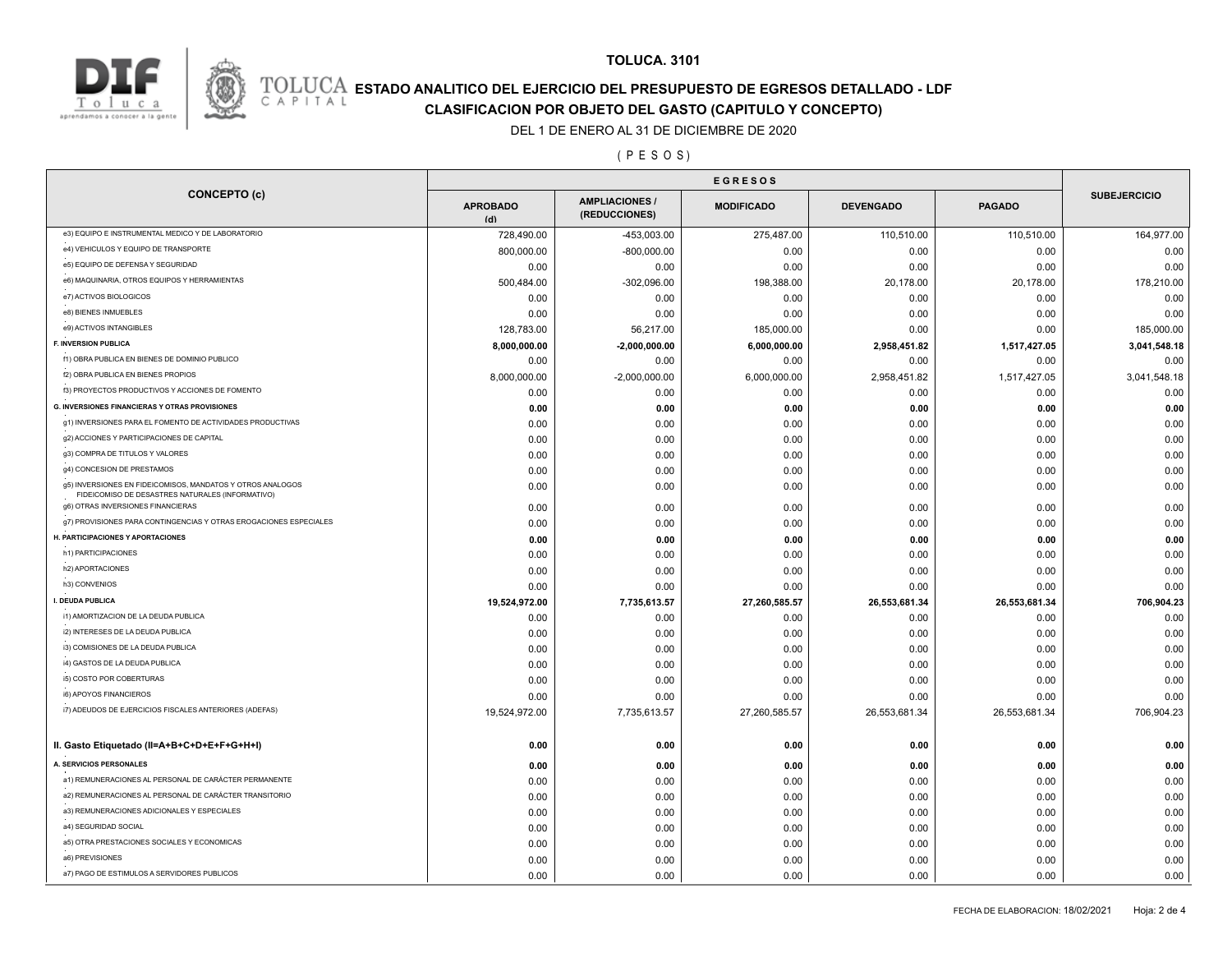**TOLUCA. 3101**

**ESTADO ANALITICO DEL EJERCICIO DEL PRESUPUESTO DE EGRESOS DETALLADO - LDF**

**CLASIFICACION POR OBJETO DEL GASTO (CAPITULO Y CONCEPTO)**

DEL 1 DE ENERO AL 31 DE DICIEMBRE DE 2020

( P E S O S )

| CONCEPTO (c) | EGRESOS | | | | | SUBEJERCICIO |
|---|---|---|---|---|---|---|
| | APROBADO (d) | AMPLIACIONES / (REDUCCIONES) | MODIFICADO | DEVENGADO | PAGADO | |
| e3) EQUIPO E INSTRUMENTAL MEDICO Y DE LABORATORIO | 728,490.00 | -453,003.00 | 275,487.00 | 110,510.00 | 110,510.00 | 164,977.00 |
| e4) VEHICULOS Y EQUIPO DE TRANSPORTE | 800,000.00 | -800,000.00 | 0.00 | 0.00 | 0.00 | 0.00 |
| e5) EQUIPO DE DEFENSA Y SEGURIDAD | 0.00 | 0.00 | 0.00 | 0.00 | 0.00 | 0.00 |
| e6) MAQUINARIA, OTROS EQUIPOS Y HERRAMIENTAS | 500,484.00 | -302,096.00 | 198,388.00 | 20,178.00 | 20,178.00 | 178,210.00 |
| e7) ACTIVOS BIOLOGICOS | 0.00 | 0.00 | 0.00 | 0.00 | 0.00 | 0.00 |
| e8) BIENES INMUEBLES | 0.00 | 0.00 | 0.00 | 0.00 | 0.00 | 0.00 |
| e9) ACTIVOS INTANGIBLES | 128,783.00 | 56,217.00 | 185,000.00 | 0.00 | 0.00 | 185,000.00 |
| **F. INVERSION PUBLICA** | **8,000,000.00** | **-2,000,000.00** | **6,000,000.00** | **2,958,451.82** | **1,517,427.05** | **3,041,548.18** |
| f1) OBRA PUBLICA EN BIENES DE DOMINIO PUBLICO | 0.00 | 0.00 | 0.00 | 0.00 | 0.00 | 0.00 |
| f2) OBRA PUBLICA EN BIENES PROPIOS | 8,000,000.00 | -2,000,000.00 | 6,000,000.00 | 2,958,451.82 | 1,517,427.05 | 3,041,548.18 |
| f3) PROYECTOS PRODUCTIVOS Y ACCIONES DE FOMENTO | 0.00 | 0.00 | 0.00 | 0.00 | 0.00 | 0.00 |
| **G. INVERSIONES FINANCIERAS Y OTRAS PROVISIONES** | **0.00** | **0.00** | **0.00** | **0.00** | **0.00** | **0.00** |
| g1) INVERSIONES PARA EL FOMENTO DE ACTIVIDADES PRODUCTIVAS | 0.00 | 0.00 | 0.00 | 0.00 | 0.00 | 0.00 |
| g2) ACCIONES Y PARTICIPACIONES DE CAPITAL | 0.00 | 0.00 | 0.00 | 0.00 | 0.00 | 0.00 |
| g3) COMPRA DE TITULOS Y VALORES | 0.00 | 0.00 | 0.00 | 0.00 | 0.00 | 0.00 |
| g4) CONCESION DE PRESTAMOS | 0.00 | 0.00 | 0.00 | 0.00 | 0.00 | 0.00 |
| g5) INVERSIONES EN FIDEICOMISOS, MANDATOS Y OTROS ANALOGOS FIDEICOMISO DE DESASTRES NATURALES (INFORMATIVO) | 0.00 | 0.00 | 0.00 | 0.00 | 0.00 | 0.00 |
| g6) OTRAS INVERSIONES FINANCIERAS | 0.00 | 0.00 | 0.00 | 0.00 | 0.00 | 0.00 |
| g7) PROVISIONES PARA CONTINGENCIAS Y OTRAS EROGACIONES ESPECIALES | 0.00 | 0.00 | 0.00 | 0.00 | 0.00 | 0.00 |
| **H. PARTICIPACIONES Y APORTACIONES** | **0.00** | **0.00** | **0.00** | **0.00** | **0.00** | **0.00** |
| h1) PARTICIPACIONES | 0.00 | 0.00 | 0.00 | 0.00 | 0.00 | 0.00 |
| h2) APORTACIONES | 0.00 | 0.00 | 0.00 | 0.00 | 0.00 | 0.00 |
| h3) CONVENIOS | 0.00 | 0.00 | 0.00 | 0.00 | 0.00 | 0.00 |
| **I. DEUDA PUBLICA** | **19,524,972.00** | **7,735,613.57** | **27,260,585.57** | **26,553,681.34** | **26,553,681.34** | **706,904.23** |
| i1) AMORTIZACION DE LA DEUDA PUBLICA | 0.00 | 0.00 | 0.00 | 0.00 | 0.00 | 0.00 |
| i2) INTERESES DE LA DEUDA PUBLICA | 0.00 | 0.00 | 0.00 | 0.00 | 0.00 | 0.00 |
| i3) COMISIONES DE LA DEUDA PUBLICA | 0.00 | 0.00 | 0.00 | 0.00 | 0.00 | 0.00 |
| i4) GASTOS DE LA DEUDA PUBLICA | 0.00 | 0.00 | 0.00 | 0.00 | 0.00 | 0.00 |
| i5) COSTO POR COBERTURAS | 0.00 | 0.00 | 0.00 | 0.00 | 0.00 | 0.00 |
| i6) APOYOS FINANCIEROS | 0.00 | 0.00 | 0.00 | 0.00 | 0.00 | 0.00 |
| i7) ADEUDOS DE EJERCICIOS FISCALES ANTERIORES (ADEFAS) | 19,524,972.00 | 7,735,613.57 | 27,260,585.57 | 26,553,681.34 | 26,553,681.34 | 706,904.23 |
| **II. Gasto Etiquetado (II=A+B+C+D+E+F+G+H+I)** | **0.00** | **0.00** | **0.00** | **0.00** | **0.00** | **0.00** |
| **A. SERVICIOS PERSONALES** | **0.00** | **0.00** | **0.00** | **0.00** | **0.00** | **0.00** |
| a1) REMUNERACIONES AL PERSONAL DE CARÁCTER PERMANENTE | 0.00 | 0.00 | 0.00 | 0.00 | 0.00 | 0.00 |
| a2) REMUNERACIONES AL PERSONAL DE CARÁCTER TRANSITORIO | 0.00 | 0.00 | 0.00 | 0.00 | 0.00 | 0.00 |
| a3) REMUNERACIONES ADICIONALES Y ESPECIALES | 0.00 | 0.00 | 0.00 | 0.00 | 0.00 | 0.00 |
| a4) SEGURIDAD SOCIAL | 0.00 | 0.00 | 0.00 | 0.00 | 0.00 | 0.00 |
| a5) OTRA PRESTACIONES SOCIALES Y ECONOMICAS | 0.00 | 0.00 | 0.00 | 0.00 | 0.00 | 0.00 |
| a6) PREVISIONES | 0.00 | 0.00 | 0.00 | 0.00 | 0.00 | 0.00 |
| a7) PAGO DE ESTIMULOS A SERVIDORES PUBLICOS | 0.00 | 0.00 | 0.00 | 0.00 | 0.00 | 0.00 |

FECHA DE ELABORACION: 18/02/2021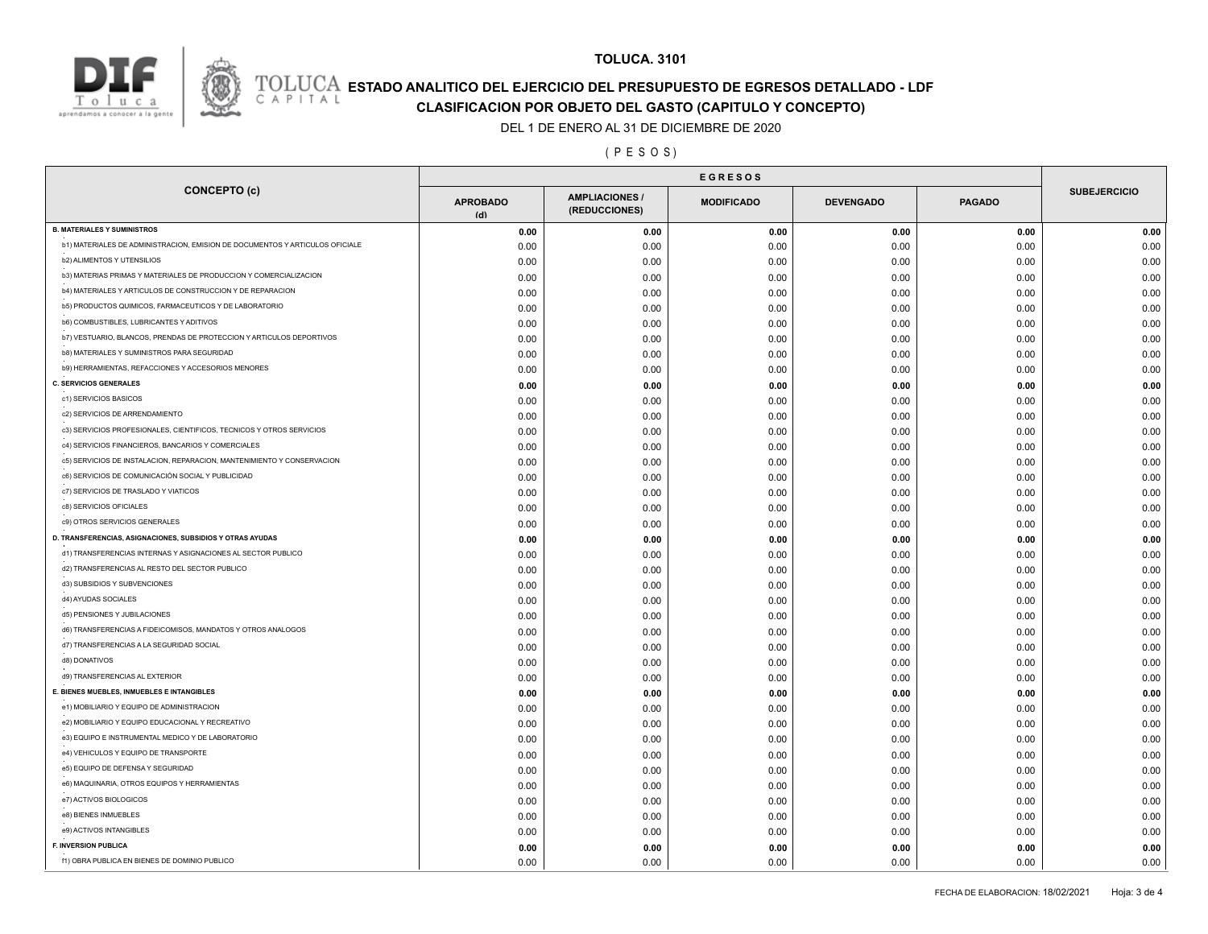**TOLUCA. 3101**

# ESTADO ANALITICO DEL EJERCICIO DEL PRESUPUESTO DE EGRESOS DETALLADO - LDF

## CLASIFICACION POR OBJETO DEL GASTO (CAPITULO Y CONCEPTO)

DEL 1 DE ENERO AL 31 DE DICIEMBRE DE 2020

( P E S O S )

| CONCEPTO (c) | EGRESOS | | | | | SUBEJERCICIO |
|---|---|---|---|---|---|---|
| | APROBADO (d) | AMPLIACIONES / (REDUCCIONES) | MODIFICADO | DEVENGADO | PAGADO | |
| **B. MATERIALES Y SUMINISTROS** | **0.00** | **0.00** | **0.00** | **0.00** | **0.00** | **0.00** |
| b1) MATERIALES DE ADMINISTRACION, EMISION DE DOCUMENTOS Y ARTICULOS OFICIALE | 0.00 | 0.00 | 0.00 | 0.00 | 0.00 | 0.00 |
| b2) ALIMENTOS Y UTENSILIOS | 0.00 | 0.00 | 0.00 | 0.00 | 0.00 | 0.00 |
| b3) MATERIAS PRIMAS Y MATERIALES DE PRODUCCION Y COMERCIALIZACION | 0.00 | 0.00 | 0.00 | 0.00 | 0.00 | 0.00 |
| b4) MATERIALES Y ARTICULOS DE CONSTRUCCION Y DE REPARACION | 0.00 | 0.00 | 0.00 | 0.00 | 0.00 | 0.00 |
| b5) PRODUCTOS QUIMICOS, FARMACEUTICOS Y DE LABORATORIO | 0.00 | 0.00 | 0.00 | 0.00 | 0.00 | 0.00 |
| b6) COMBUSTIBLES, LUBRICANTES Y ADITIVOS | 0.00 | 0.00 | 0.00 | 0.00 | 0.00 | 0.00 |
| b7) VESTUARIO, BLANCOS, PRENDAS DE PROTECCION Y ARTICULOS DEPORTIVOS | 0.00 | 0.00 | 0.00 | 0.00 | 0.00 | 0.00 |
| b8) MATERIALES Y SUMINISTROS PARA SEGURIDAD | 0.00 | 0.00 | 0.00 | 0.00 | 0.00 | 0.00 |
| b9) HERRAMIENTAS, REFACCIONES Y ACCESORIOS MENORES | 0.00 | 0.00 | 0.00 | 0.00 | 0.00 | 0.00 |
| **C. SERVICIOS GENERALES** | **0.00** | **0.00** | **0.00** | **0.00** | **0.00** | **0.00** |
| c1) SERVICIOS BASICOS | 0.00 | 0.00 | 0.00 | 0.00 | 0.00 | 0.00 |
| c2) SERVICIOS DE ARRENDAMIENTO | 0.00 | 0.00 | 0.00 | 0.00 | 0.00 | 0.00 |
| c3) SERVICIOS PROFESIONALES, CIENTIFICOS, TECNICOS Y OTROS SERVICIOS | 0.00 | 0.00 | 0.00 | 0.00 | 0.00 | 0.00 |
| c4) SERVICIOS FINANCIEROS, BANCARIOS Y COMERCIALES | 0.00 | 0.00 | 0.00 | 0.00 | 0.00 | 0.00 |
| c5) SERVICIOS DE INSTALACION, REPARACION, MANTENIMIENTO Y CONSERVACION | 0.00 | 0.00 | 0.00 | 0.00 | 0.00 | 0.00 |
| c6) SERVICIOS DE COMUNICACIÓN SOCIAL Y PUBLICIDAD | 0.00 | 0.00 | 0.00 | 0.00 | 0.00 | 0.00 |
| c7) SERVICIOS DE TRASLADO Y VIATICOS | 0.00 | 0.00 | 0.00 | 0.00 | 0.00 | 0.00 |
| c8) SERVICIOS OFICIALES | 0.00 | 0.00 | 0.00 | 0.00 | 0.00 | 0.00 |
| c9) OTROS SERVICIOS GENERALES | 0.00 | 0.00 | 0.00 | 0.00 | 0.00 | 0.00 |
| **D. TRANSFERENCIAS, ASIGNACIONES, SUBSIDIOS Y OTRAS AYUDAS** | **0.00** | **0.00** | **0.00** | **0.00** | **0.00** | **0.00** |
| d1) TRANSFERENCIAS INTERNAS Y ASIGNACIONES AL SECTOR PUBLICO | 0.00 | 0.00 | 0.00 | 0.00 | 0.00 | 0.00 |
| d2) TRANSFERENCIAS AL RESTO DEL SECTOR PUBLICO | 0.00 | 0.00 | 0.00 | 0.00 | 0.00 | 0.00 |
| d3) SUBSIDIOS Y SUBVENCIONES | 0.00 | 0.00 | 0.00 | 0.00 | 0.00 | 0.00 |
| d4) AYUDAS SOCIALES | 0.00 | 0.00 | 0.00 | 0.00 | 0.00 | 0.00 |
| d5) PENSIONES Y JUBILACIONES | 0.00 | 0.00 | 0.00 | 0.00 | 0.00 | 0.00 |
| d6) TRANSFERENCIAS A FIDEICOMISOS, MANDATOS Y OTROS ANALOGOS | 0.00 | 0.00 | 0.00 | 0.00 | 0.00 | 0.00 |
| d7) TRANSFERENCIAS A LA SEGURIDAD SOCIAL | 0.00 | 0.00 | 0.00 | 0.00 | 0.00 | 0.00 |
| d8) DONATIVOS | 0.00 | 0.00 | 0.00 | 0.00 | 0.00 | 0.00 |
| d9) TRANSFERENCIAS AL EXTERIOR | 0.00 | 0.00 | 0.00 | 0.00 | 0.00 | 0.00 |
| **E. BIENES MUEBLES, INMUEBLES E INTANGIBLES** | **0.00** | **0.00** | **0.00** | **0.00** | **0.00** | **0.00** |
| e1) MOBILIARIO Y EQUIPO DE ADMINISTRACION | 0.00 | 0.00 | 0.00 | 0.00 | 0.00 | 0.00 |
| e2) MOBILIARIO Y EQUIPO EDUCACIONAL Y RECREATIVO | 0.00 | 0.00 | 0.00 | 0.00 | 0.00 | 0.00 |
| e3) EQUIPO E INSTRUMENTAL MEDICO Y DE LABORATORIO | 0.00 | 0.00 | 0.00 | 0.00 | 0.00 | 0.00 |
| e4) VEHICULOS Y EQUIPO DE TRANSPORTE | 0.00 | 0.00 | 0.00 | 0.00 | 0.00 | 0.00 |
| e5) EQUIPO DE DEFENSA Y SEGURIDAD | 0.00 | 0.00 | 0.00 | 0.00 | 0.00 | 0.00 |
| e6) MAQUINARIA, OTROS EQUIPOS Y HERRAMIENTAS | 0.00 | 0.00 | 0.00 | 0.00 | 0.00 | 0.00 |
| e7) ACTIVOS BIOLOGICOS | 0.00 | 0.00 | 0.00 | 0.00 | 0.00 | 0.00 |
| e8) BIENES INMUEBLES | 0.00 | 0.00 | 0.00 | 0.00 | 0.00 | 0.00 |
| e9) ACTIVOS INTANGIBLES | 0.00 | 0.00 | 0.00 | 0.00 | 0.00 | 0.00 |
| **F. INVERSION PUBLICA** | **0.00** | **0.00** | **0.00** | **0.00** | **0.00** | **0.00** |
| f1) OBRA PUBLICA EN BIENES DE DOMINIO PUBLICO | 0.00 | 0.00 | 0.00 | 0.00 | 0.00 | 0.00 |

FECHA DE ELABORACION: 18/02/2021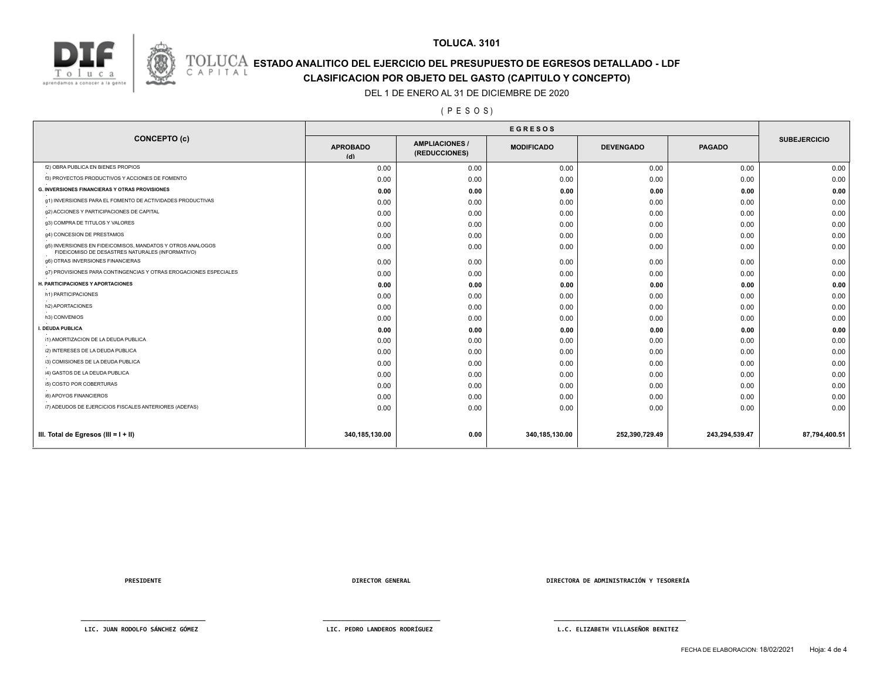# TOLUCA. 3101

## ESTADO ANALITICO DEL EJERCICIO DEL PRESUPUESTO DE EGRESOS DETALLADO - LDF

## CLASIFICACION POR OBJETO DEL GASTO (CAPITULO Y CONCEPTO)

DEL 1 DE ENERO AL 31 DE DICIEMBRE DE 2020

( P E S O S )

| CONCEPTO (c) | EGRESOS | | | | | SUBEJERCICIO |
|---|---|---|---|---|---|---|
| | APROBADO (d) | AMPLIACIONES / (REDUCCIONES) | MODIFICADO | DEVENGADO | PAGADO | |
| f2) OBRA PUBLICA EN BIENES PROPIOS | 0.00 | 0.00 | 0.00 | 0.00 | 0.00 | 0.00 |
| f3) PROYECTOS PRODUCTIVOS Y ACCIONES DE FOMENTO | 0.00 | 0.00 | 0.00 | 0.00 | 0.00 | 0.00 |
| **G. INVERSIONES FINANCIERAS Y OTRAS PROVISIONES** | **0.00** | **0.00** | **0.00** | **0.00** | **0.00** | **0.00** |
| g1) INVERSIONES PARA EL FOMENTO DE ACTIVIDADES PRODUCTIVAS | 0.00 | 0.00 | 0.00 | 0.00 | 0.00 | 0.00 |
| g2) ACCIONES Y PARTICIPACIONES DE CAPITAL | 0.00 | 0.00 | 0.00 | 0.00 | 0.00 | 0.00 |
| g3) COMPRA DE TITULOS Y VALORES | 0.00 | 0.00 | 0.00 | 0.00 | 0.00 | 0.00 |
| g4) CONCESION DE PRESTAMOS | 0.00 | 0.00 | 0.00 | 0.00 | 0.00 | 0.00 |
| g5) INVERSIONES EN FIDEICOMISOS, MANDATOS Y OTROS ANALOGOS FIDEICOMISO DE DESASTRES NATURALES (INFORMATIVO) | 0.00 | 0.00 | 0.00 | 0.00 | 0.00 | 0.00 |
| g6) OTRAS INVERSIONES FINANCIERAS | 0.00 | 0.00 | 0.00 | 0.00 | 0.00 | 0.00 |
| g7) PROVISIONES PARA CONTINGENCIAS Y OTRAS EROGACIONES ESPECIALES | 0.00 | 0.00 | 0.00 | 0.00 | 0.00 | 0.00 |
| **H. PARTICIPACIONES Y APORTACIONES** | **0.00** | **0.00** | **0.00** | **0.00** | **0.00** | **0.00** |
| h1) PARTICIPACIONES | 0.00 | 0.00 | 0.00 | 0.00 | 0.00 | 0.00 |
| h2) APORTACIONES | 0.00 | 0.00 | 0.00 | 0.00 | 0.00 | 0.00 |
| h3) CONVENIOS | 0.00 | 0.00 | 0.00 | 0.00 | 0.00 | 0.00 |
| **I. DEUDA PUBLICA** | **0.00** | **0.00** | **0.00** | **0.00** | **0.00** | **0.00** |
| i1) AMORTIZACION DE LA DEUDA PUBLICA | 0.00 | 0.00 | 0.00 | 0.00 | 0.00 | 0.00 |
| i2) INTERESES DE LA DEUDA PUBLICA | 0.00 | 0.00 | 0.00 | 0.00 | 0.00 | 0.00 |
| i3) COMISIONES DE LA DEUDA PUBLICA | 0.00 | 0.00 | 0.00 | 0.00 | 0.00 | 0.00 |
| i4) GASTOS DE LA DEUDA PUBLICA | 0.00 | 0.00 | 0.00 | 0.00 | 0.00 | 0.00 |
| i5) COSTO POR COBERTURAS | 0.00 | 0.00 | 0.00 | 0.00 | 0.00 | 0.00 |
| i6) APOYOS FINANCIEROS | 0.00 | 0.00 | 0.00 | 0.00 | 0.00 | 0.00 |
| i7) ADEUDOS DE EJERCICIOS FISCALES ANTERIORES (ADEFAS) | 0.00 | 0.00 | 0.00 | 0.00 | 0.00 | 0.00 |
| **III. Total de Egresos (III = I + II)** | **340,185,130.00** | **0.00** | **340,185,130.00** | **252,390,729.49** | **243,294,539.47** | **87,794,400.51** |

| PRESIDENTE | DIRECTOR GENERAL | DIRECTORA DE ADMINISTRACIÓN Y TESORERÍA |
|---|---|---|
| LIC. JUAN RODOLFO SÁNCHEZ GÓMEZ | LIC. PEDRO LANDEROS RODRÍGUEZ | L.C. ELIZABETH VILLASEÑOR BENITEZ |

FECHA DE ELABORACION: 18/02/2021